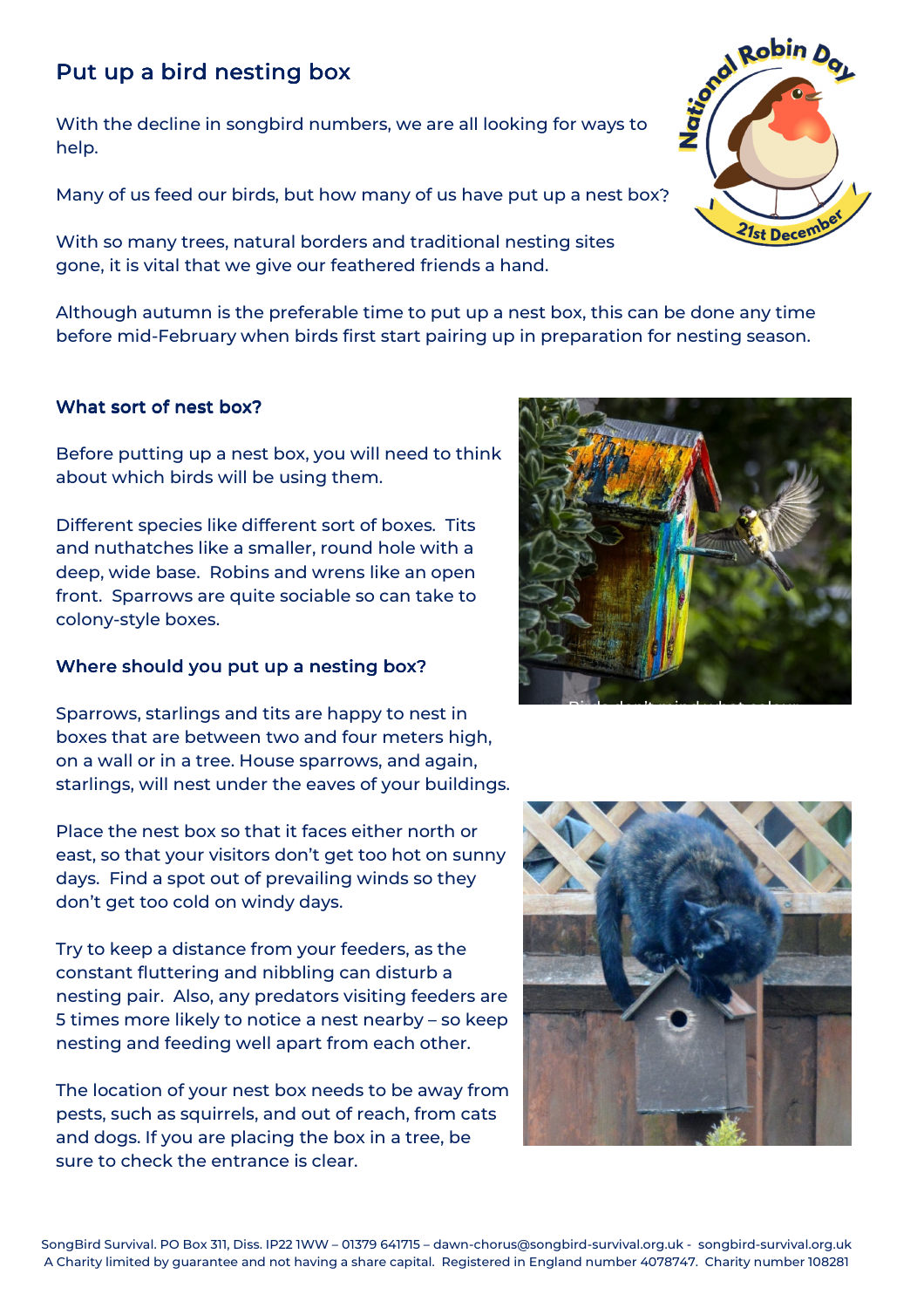## Put up a bird nesting box

With the decline in songbird numbers, we are all looking for ways to help.

Many of us feed our birds, but how many of us have put up a nest box?

With so many trees, natural borders and traditional nesting sites gone, it is vital that we give our feathered friends a hand.

Although autumn is the preferable time to put up a nest box, this can be done any time before mid-February when birds first start pairing up in preparation for nesting season.

### What sort of nest box?

Before putting up a nest box, you will need to think about which birds will be using them.

Different species like different sort of boxes. Tits and nuthatches like a smaller, round hole with a deep, wide base. Robins and wrens like an open front. Sparrows are quite sociable so can take to colony-style boxes.

### Where should you put up a nesting box?

Sparrows, starlings and tits are happy to nest in boxes that are between two and four meters high, on a wall or in a tree. House sparrows, and again, starlings, will nest under the eaves of your buildings.

Place the nest box so that it faces either north or east, so that your visitors don't get too hot on sunny days. Find a spot out of prevailing winds so they don't get too cold on windy days.

Try to keep a distance from your feeders, as the constant fluttering and nibbling can disturb a nesting pair. Also, any predators visiting feeders are 5 times more likely to notice a nest nearby – so keep nesting and feeding well apart from each other.

The location of your nest box needs to be away from pests, such as squirrels, and out of reach, from cats and dogs. If you are placing the box in a tree, be sure to check the entrance is clear.

SongBird Survival. PO Box 311, Diss. IP22 1WW – 01379 641715 – dawn-chorus@songbird-survival.org.uk - songbird-survival.org.uk
A Charity limited by guarantee and not having a share capital. Registered in England number 4078747. Charity number 108281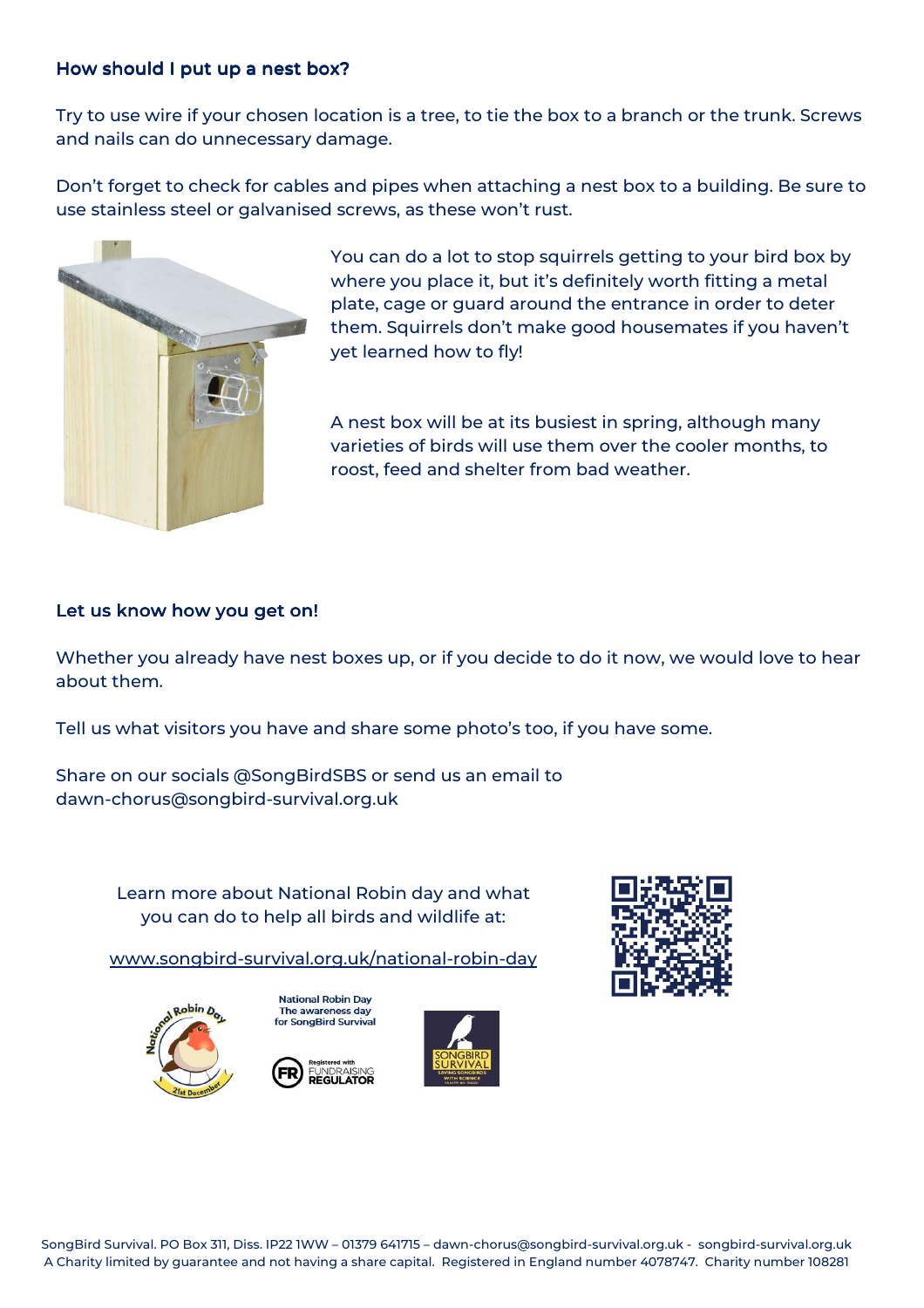### How should I put up a nest box?

Try to use wire if your chosen location is a tree, to tie the box to a branch or the trunk. Screws and nails can do unnecessary damage.

Don't forget to check for cables and pipes when attaching a nest box to a building. Be sure to use stainless steel or galvanised screws, as these won't rust.

You can do a lot to stop squirrels getting to your bird box by where you place it, but it's definitely worth fitting a metal plate, cage or guard around the entrance in order to deter them. Squirrels don't make good housemates if you haven't yet learned how to fly!

A nest box will be at its busiest in spring, although many varieties of birds will use them over the cooler months, to roost, feed and shelter from bad weather.

### Let us know how you get on!

Whether you already have nest boxes up, or if you decide to do it now, we would love to hear about them.

Tell us what visitors you have and share some photo's too, if you have some.

Share on our socials @SongBirdSBS or send us an email to dawn-chorus@songbird-survival.org.uk

Learn more about National Robin day and what you can do to help all birds and wildlife at:

www.songbird-survival.org.uk/national-robin-day

National Robin Day
The awareness day
for SongBird Survival

SongBird Survival. PO Box 311, Diss. IP22 1WW – 01379 641715 – dawn-chorus@songbird-survival.org.uk - songbird-survival.org.uk
A Charity limited by guarantee and not having a share capital. Registered in England number 4078747. Charity number 108281